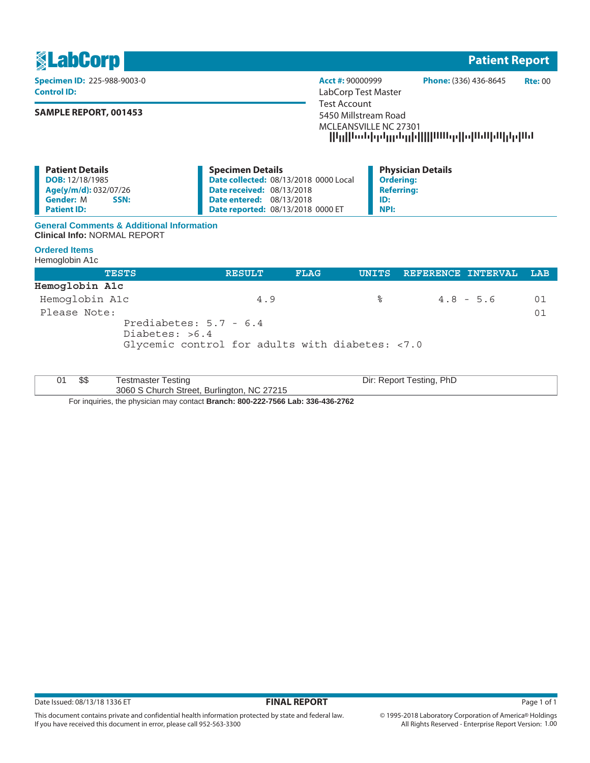# LabCorp — Patient Report

**Specimen ID:** 225-988-9003-0
**Control ID:**

**SAMPLE REPORT, 001453**

**Acct #:** 90000999 **Phone:** (336) 436-8645 **Rte:** 00
LabCorp Test Master
Test Account
5450 Millstream Road
MCLEANSVILLE NC 27301

| Patient Details | Specimen Details | Physician Details |
|---|---|---|
| **DOB:** 12/18/1985 | **Date collected:** 08/13/2018 0000 Local | **Ordering:** |
| **Age(y/m/d):** 032/07/26 | **Date received:** 08/13/2018 | **Referring:** |
| **Gender:** M **SSN:** | **Date entered:** 08/13/2018 | **ID:** |
| **Patient ID:** | **Date reported:** 08/13/2018 0000 ET | **NPI:** |

### General Comments & Additional Information

**Clinical Info:** NORMAL REPORT

### Ordered Items

Hemoglobin A1c

| TESTS | RESULT | FLAG | UNITS | REFERENCE INTERVAL | LAB |
|---|---|---|---|---|---|
| **Hemoglobin A1c** | | | | | |
| Hemoglobin A1c | 4.9 | | % | 4.8 - 5.6 | 01 |
| Please Note: | | | | | 01 |

```
Prediabetes: 5.7 - 6.4
Diabetes: >6.4
Glycemic control for adults with diabetes: <7.0
```

| | | | |
|---|---|---|---|
| 01 | $$ | Testmaster Testing<br>3060 S Church Street, Burlington, NC 27215 | Dir: Report Testing, PhD |

For inquiries, the physician may contact **Branch: 800-222-7566 Lab: 336-436-2762**

Date Issued: 08/13/18 1336 ET **FINAL REPORT**

This document contains private and confidential health information protected by state and federal law.
If you have received this document in error, please call 952-563-3300

© 1995-2018 Laboratory Corporation of America® Holdings
All Rights Reserved - Enterprise Report Version: 1.00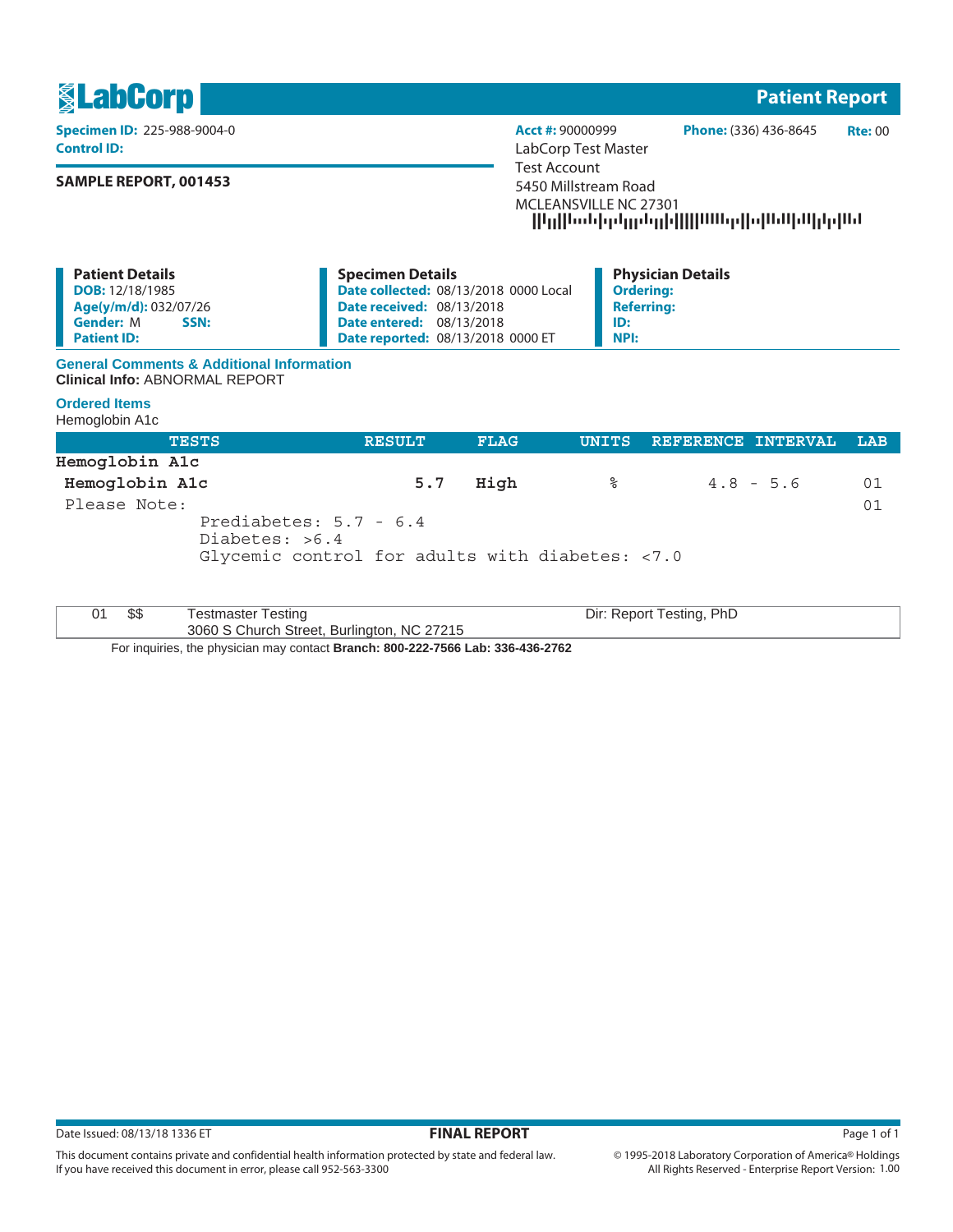# LabCorp — Patient Report

**Specimen ID:** 225-988-9004-0
**Control ID:**

**SAMPLE REPORT, 001453**

**Acct #:** 90000999 **Phone:** (336) 436-8645 **Rte:** 00

LabCorp Test Master
Test Account
5450 Millstream Road
MCLEANSVILLE NC 27301

| Patient Details | Specimen Details | Physician Details |
|---|---|---|
| **DOB:** 12/18/1985 | **Date collected:** 08/13/2018 0000 Local | **Ordering:** |
| **Age(y/m/d):** 032/07/26 | **Date received:** 08/13/2018 | **Referring:** |
| **Gender:** M **SSN:** | **Date entered:** 08/13/2018 | **ID:** |
| **Patient ID:** | **Date reported:** 08/13/2018 0000 ET | **NPI:** |

**General Comments & Additional Information**
**Clinical Info:** ABNORMAL REPORT

**Ordered Items**
Hemoglobin A1c

| TESTS | RESULT | FLAG | UNITS | REFERENCE INTERVAL | LAB |
|---|---|---|---|---|---|
| **Hemoglobin A1c** | | | | | |
| **Hemoglobin A1c** | **5.7** | **High** | % | 4.8 - 5.6 | 01 |
| Please Note: | | | | | 01 |

```
Prediabetes: 5.7 - 6.4
Diabetes: >6.4
Glycemic control for adults with diabetes: <7.0
```

| | | | |
|---|---|---|---|
| 01 | $$ | Testmaster Testing<br>3060 S Church Street, Burlington, NC 27215 | Dir: Report Testing, PhD |

For inquiries, the physician may contact **Branch: 800-222-7566 Lab: 336-436-2762**

Date Issued: 08/13/18 1336 ET **FINAL REPORT**

This document contains private and confidential health information protected by state and federal law.
If you have received this document in error, please call 952-563-3300

© 1995-2018 Laboratory Corporation of America® Holdings
All Rights Reserved - Enterprise Report Version: 1.00